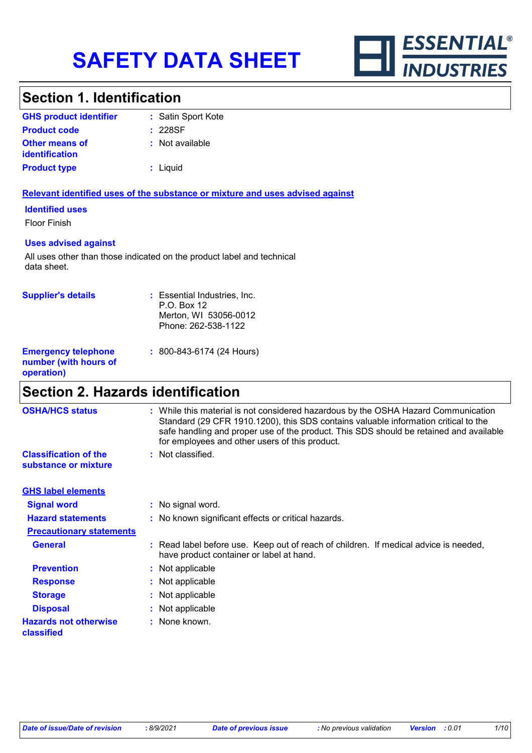# SAFETY DATA SHEET

ESSENTIAL® INDUSTRIES

## Section 1. Identification

| | |
|---|---|
| **GHS product identifier** | : Satin Sport Kote |
| **Product code** | : 228SF |
| **Other means of identification** | : Not available |
| **Product type** | : Liquid |

**Relevant identified uses of the substance or mixture and uses advised against**

**Identified uses**

Floor Finish

**Uses advised against**

All uses other than those indicated on the product label and technical data sheet.

| | |
|---|---|
| **Supplier's details** | : Essential Industries, Inc.<br>P.O. Box 12<br>Merton, WI 53056-0012<br>Phone: 262-538-1122 |
| **Emergency telephone number (with hours of operation)** | : 800-843-6174 (24 Hours) |

## Section 2. Hazards identification

| | |
|---|---|
| **OSHA/HCS status** | : While this material is not considered hazardous by the OSHA Hazard Communication Standard (29 CFR 1910.1200), this SDS contains valuable information critical to the safe handling and proper use of the product. This SDS should be retained and available for employees and other users of this product. |
| **Classification of the substance or mixture** | : Not classified. |

**GHS label elements**

| | |
|---|---|
| **Signal word** | : No signal word. |
| **Hazard statements** | : No known significant effects or critical hazards. |

**Precautionary statements**

| | |
|---|---|
| **General** | : Read label before use. Keep out of reach of children. If medical advice is needed, have product container or label at hand. |
| **Prevention** | : Not applicable |
| **Response** | : Not applicable |
| **Storage** | : Not applicable |
| **Disposal** | : Not applicable |
| **Hazards not otherwise classified** | : None known. |

*Date of issue/Date of revision* : 8/9/2021 *Date of previous issue* : No previous validation *Version* : 0.01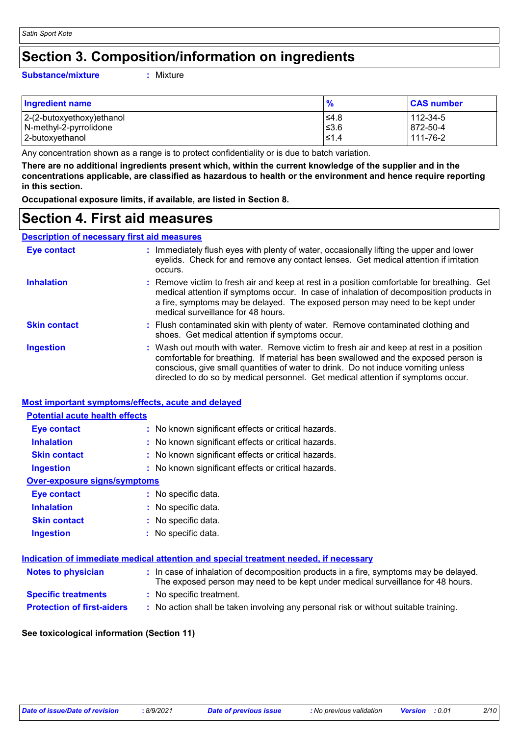# Section 3. Composition/information on ingredients

**Substance/mixture** : Mixture

| Ingredient name | % | CAS number |
|---|---|---|
| 2-(2-butoxyethoxy)ethanol | ≤4.8 | 112-34-5 |
| N-methyl-2-pyrrolidone | ≤3.6 | 872-50-4 |
| 2-butoxyethanol | ≤1.4 | 111-76-2 |

Any concentration shown as a range is to protect confidentiality or is due to batch variation.

**There are no additional ingredients present which, within the current knowledge of the supplier and in the concentrations applicable, are classified as hazardous to health or the environment and hence require reporting in this section.**

**Occupational exposure limits, if available, are listed in Section 8.**

# Section 4. First aid measures

## Description of necessary first aid measures

**Eye contact** : Immediately flush eyes with plenty of water, occasionally lifting the upper and lower eyelids. Check for and remove any contact lenses. Get medical attention if irritation occurs.

**Inhalation** : Remove victim to fresh air and keep at rest in a position comfortable for breathing. Get medical attention if symptoms occur. In case of inhalation of decomposition products in a fire, symptoms may be delayed. The exposed person may need to be kept under medical surveillance for 48 hours.

**Skin contact** : Flush contaminated skin with plenty of water. Remove contaminated clothing and shoes. Get medical attention if symptoms occur.

**Ingestion** : Wash out mouth with water. Remove victim to fresh air and keep at rest in a position comfortable for breathing. If material has been swallowed and the exposed person is conscious, give small quantities of water to drink. Do not induce vomiting unless directed to do so by medical personnel. Get medical attention if symptoms occur.

## Most important symptoms/effects, acute and delayed

### Potential acute health effects

**Eye contact** : No known significant effects or critical hazards.

**Inhalation** : No known significant effects or critical hazards.

**Skin contact** : No known significant effects or critical hazards.

**Ingestion** : No known significant effects or critical hazards.

### Over-exposure signs/symptoms

**Eye contact** : No specific data.

**Inhalation** : No specific data.

**Skin contact** : No specific data.

**Ingestion** : No specific data.

## Indication of immediate medical attention and special treatment needed, if necessary

**Notes to physician** : In case of inhalation of decomposition products in a fire, symptoms may be delayed. The exposed person may need to be kept under medical surveillance for 48 hours.

**Specific treatments** : No specific treatment.

**Protection of first-aiders** : No action shall be taken involving any personal risk or without suitable training.

**See toxicological information (Section 11)**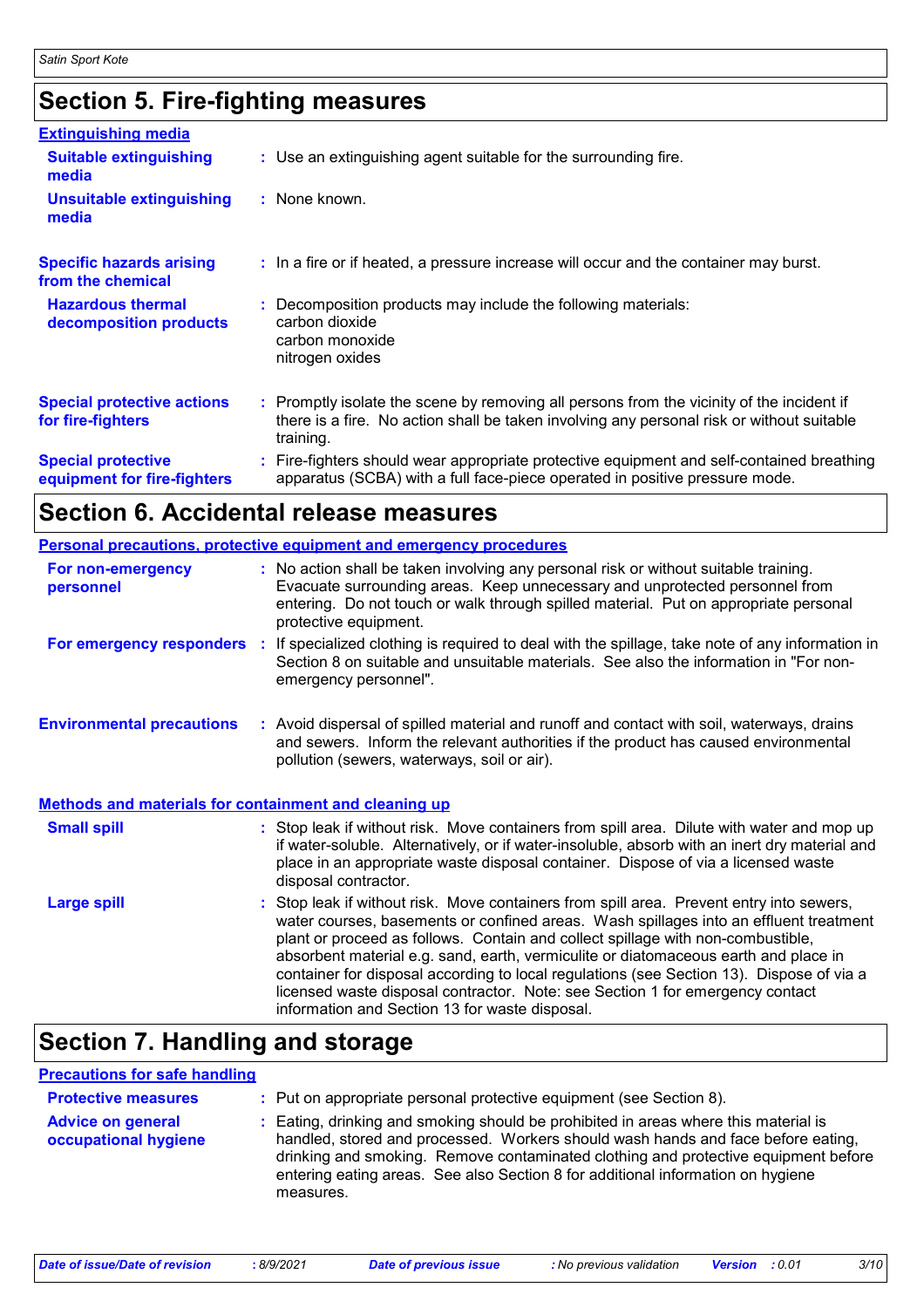## Section 5. Fire-fighting measures

### Extinguishing media

**Suitable extinguishing media** : Use an extinguishing agent suitable for the surrounding fire.

**Unsuitable extinguishing media** : None known.

**Specific hazards arising from the chemical** : In a fire or if heated, a pressure increase will occur and the container may burst.

**Hazardous thermal decomposition products** : Decomposition products may include the following materials:
carbon dioxide
carbon monoxide
nitrogen oxides

**Special protective actions for fire-fighters** : Promptly isolate the scene by removing all persons from the vicinity of the incident if there is a fire. No action shall be taken involving any personal risk or without suitable training.

**Special protective equipment for fire-fighters** : Fire-fighters should wear appropriate protective equipment and self-contained breathing apparatus (SCBA) with a full face-piece operated in positive pressure mode.

## Section 6. Accidental release measures

### Personal precautions, protective equipment and emergency procedures

**For non-emergency personnel** : No action shall be taken involving any personal risk or without suitable training. Evacuate surrounding areas. Keep unnecessary and unprotected personnel from entering. Do not touch or walk through spilled material. Put on appropriate personal protective equipment.

**For emergency responders** : If specialized clothing is required to deal with the spillage, take note of any information in Section 8 on suitable and unsuitable materials. See also the information in "For non-emergency personnel".

**Environmental precautions** : Avoid dispersal of spilled material and runoff and contact with soil, waterways, drains and sewers. Inform the relevant authorities if the product has caused environmental pollution (sewers, waterways, soil or air).

### Methods and materials for containment and cleaning up

**Small spill** : Stop leak if without risk. Move containers from spill area. Dilute with water and mop up if water-soluble. Alternatively, or if water-insoluble, absorb with an inert dry material and place in an appropriate waste disposal container. Dispose of via a licensed waste disposal contractor.

**Large spill** : Stop leak if without risk. Move containers from spill area. Prevent entry into sewers, water courses, basements or confined areas. Wash spillages into an effluent treatment plant or proceed as follows. Contain and collect spillage with non-combustible, absorbent material e.g. sand, earth, vermiculite or diatomaceous earth and place in container for disposal according to local regulations (see Section 13). Dispose of via a licensed waste disposal contractor. Note: see Section 1 for emergency contact information and Section 13 for waste disposal.

## Section 7. Handling and storage

### Precautions for safe handling

**Protective measures** : Put on appropriate personal protective equipment (see Section 8).

**Advice on general occupational hygiene** : Eating, drinking and smoking should be prohibited in areas where this material is handled, stored and processed. Workers should wash hands and face before eating, drinking and smoking. Remove contaminated clothing and protective equipment before entering eating areas. See also Section 8 for additional information on hygiene measures.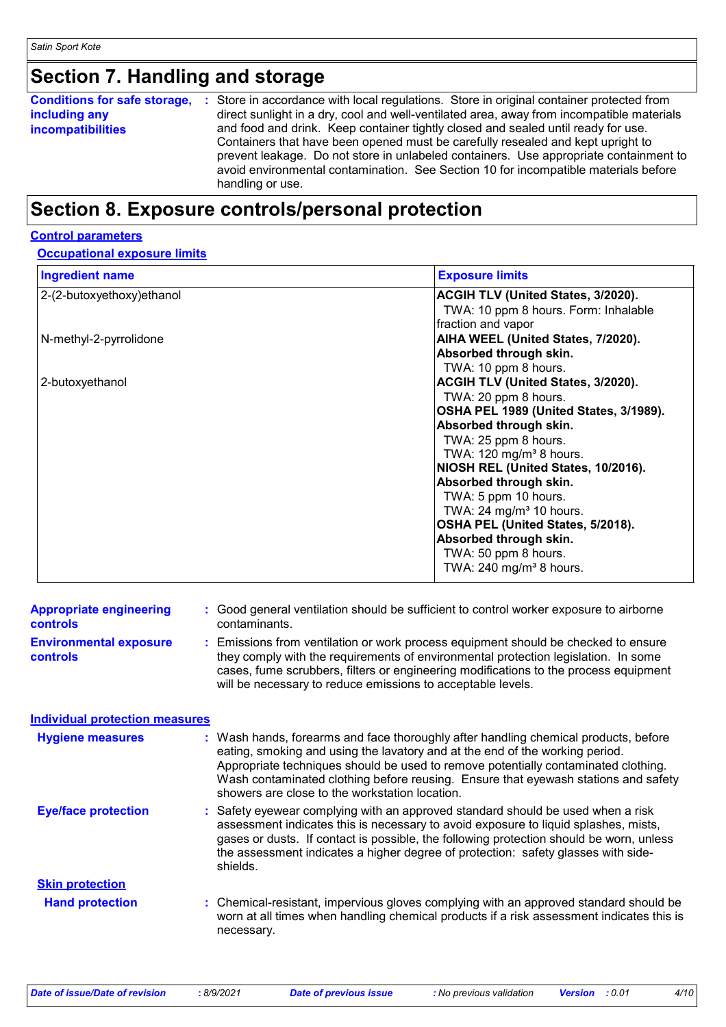# Section 7. Handling and storage

**Conditions for safe storage, including any incompatibilities** : Store in accordance with local regulations. Store in original container protected from direct sunlight in a dry, cool and well-ventilated area, away from incompatible materials and food and drink. Keep container tightly closed and sealed until ready for use. Containers that have been opened must be carefully resealed and kept upright to prevent leakage. Do not store in unlabeled containers. Use appropriate containment to avoid environmental contamination. See Section 10 for incompatible materials before handling or use.

# Section 8. Exposure controls/personal protection

## Control parameters

### Occupational exposure limits

| Ingredient name | Exposure limits |
|---|---|
| 2-(2-butoxyethoxy)ethanol | **ACGIH TLV (United States, 3/2020).**<br>TWA: 10 ppm 8 hours. Form: Inhalable fraction and vapor |
| N-methyl-2-pyrrolidone | **AIHA WEEL (United States, 7/2020). Absorbed through skin.**<br>TWA: 10 ppm 8 hours. |
| 2-butoxyethanol | **ACGIH TLV (United States, 3/2020).**<br>TWA: 20 ppm 8 hours.<br>**OSHA PEL 1989 (United States, 3/1989). Absorbed through skin.**<br>TWA: 25 ppm 8 hours.<br>TWA: 120 mg/m³ 8 hours.<br>**NIOSH REL (United States, 10/2016). Absorbed through skin.**<br>TWA: 5 ppm 10 hours.<br>TWA: 24 mg/m³ 10 hours.<br>**OSHA PEL (United States, 5/2018). Absorbed through skin.**<br>TWA: 50 ppm 8 hours.<br>TWA: 240 mg/m³ 8 hours. |

**Appropriate engineering controls** : Good general ventilation should be sufficient to control worker exposure to airborne contaminants.

**Environmental exposure controls** : Emissions from ventilation or work process equipment should be checked to ensure they comply with the requirements of environmental protection legislation. In some cases, fume scrubbers, filters or engineering modifications to the process equipment will be necessary to reduce emissions to acceptable levels.

## Individual protection measures

**Hygiene measures** : Wash hands, forearms and face thoroughly after handling chemical products, before eating, smoking and using the lavatory and at the end of the working period. Appropriate techniques should be used to remove potentially contaminated clothing. Wash contaminated clothing before reusing. Ensure that eyewash stations and safety showers are close to the workstation location.

**Eye/face protection** : Safety eyewear complying with an approved standard should be used when a risk assessment indicates this is necessary to avoid exposure to liquid splashes, mists, gases or dusts. If contact is possible, the following protection should be worn, unless the assessment indicates a higher degree of protection: safety glasses with side-shields.

### Skin protection

**Hand protection** : Chemical-resistant, impervious gloves complying with an approved standard should be worn at all times when handling chemical products if a risk assessment indicates this is necessary.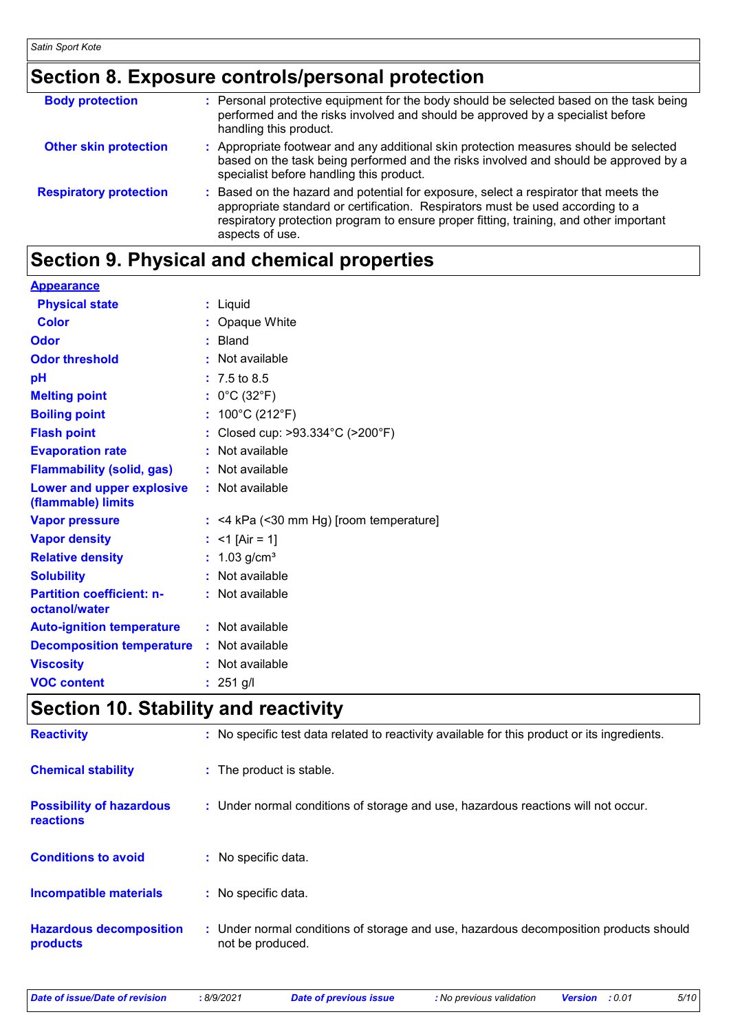## Section 8. Exposure controls/personal protection

| | |
|---|---|
| **Body protection** | Personal protective equipment for the body should be selected based on the task being performed and the risks involved and should be approved by a specialist before handling this product. |
| **Other skin protection** | Appropriate footwear and any additional skin protection measures should be selected based on the task being performed and the risks involved and should be approved by a specialist before handling this product. |
| **Respiratory protection** | Based on the hazard and potential for exposure, select a respirator that meets the appropriate standard or certification. Respirators must be used according to a respiratory protection program to ensure proper fitting, training, and other important aspects of use. |

## Section 9. Physical and chemical properties

| | |
|---|---|
| **Appearance** | |
| **Physical state** | Liquid |
| **Color** | Opaque White |
| **Odor** | Bland |
| **Odor threshold** | Not available |
| **pH** | 7.5 to 8.5 |
| **Melting point** | 0°C (32°F) |
| **Boiling point** | 100°C (212°F) |
| **Flash point** | Closed cup: >93.334°C (>200°F) |
| **Evaporation rate** | Not available |
| **Flammability (solid, gas)** | Not available |
| **Lower and upper explosive (flammable) limits** | Not available |
| **Vapor pressure** | <4 kPa (<30 mm Hg) [room temperature] |
| **Vapor density** | <1 [Air = 1] |
| **Relative density** | 1.03 g/cm³ |
| **Solubility** | Not available |
| **Partition coefficient: n-octanol/water** | Not available |
| **Auto-ignition temperature** | Not available |
| **Decomposition temperature** | Not available |
| **Viscosity** | Not available |
| **VOC content** | 251 g/l |

## Section 10. Stability and reactivity

| | |
|---|---|
| **Reactivity** | No specific test data related to reactivity available for this product or its ingredients. |
| **Chemical stability** | The product is stable. |
| **Possibility of hazardous reactions** | Under normal conditions of storage and use, hazardous reactions will not occur. |
| **Conditions to avoid** | No specific data. |
| **Incompatible materials** | No specific data. |
| **Hazardous decomposition products** | Under normal conditions of storage and use, hazardous decomposition products should not be produced. |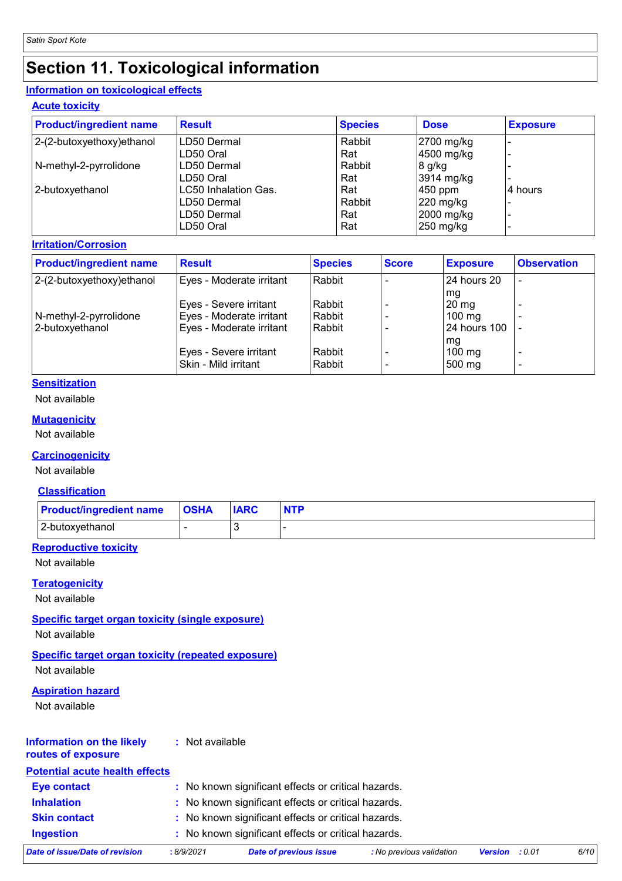# Section 11. Toxicological information

## Information on toxicological effects

### Acute toxicity

| Product/ingredient name | Result | Species | Dose | Exposure |
|---|---|---|---|---|
| 2-(2-butoxyethoxy)ethanol | LD50 Dermal | Rabbit | 2700 mg/kg | - |
| | LD50 Oral | Rat | 4500 mg/kg | - |
| N-methyl-2-pyrrolidone | LD50 Dermal | Rabbit | 8 g/kg | - |
| | LD50 Oral | Rat | 3914 mg/kg | - |
| 2-butoxyethanol | LC50 Inhalation Gas. | Rat | 450 ppm | 4 hours |
| | LD50 Dermal | Rabbit | 220 mg/kg | - |
| | LD50 Dermal | Rat | 2000 mg/kg | - |
| | LD50 Oral | Rat | 250 mg/kg | - |

### Irritation/Corrosion

| Product/ingredient name | Result | Species | Score | Exposure | Observation |
|---|---|---|---|---|---|
| 2-(2-butoxyethoxy)ethanol | Eyes - Moderate irritant | Rabbit | - | 24 hours 20 mg | - |
| | Eyes - Severe irritant | Rabbit | - | 20 mg | - |
| N-methyl-2-pyrrolidone | Eyes - Moderate irritant | Rabbit | - | 100 mg | - |
| 2-butoxyethanol | Eyes - Moderate irritant | Rabbit | - | 24 hours 100 mg | - |
| | Eyes - Severe irritant | Rabbit | - | 100 mg | - |
| | Skin - Mild irritant | Rabbit | - | 500 mg | - |

### Sensitization

Not available

### Mutagenicity

Not available

### Carcinogenicity

Not available

### Classification

| Product/ingredient name | OSHA | IARC | NTP |
|---|---|---|---|
| 2-butoxyethanol | - | 3 | - |

### Reproductive toxicity

Not available

### Teratogenicity

Not available

### Specific target organ toxicity (single exposure)

Not available

### Specific target organ toxicity (repeated exposure)

Not available

### Aspiration hazard

Not available

**Information on the likely routes of exposure** : Not available

**Potential acute health effects**

**Eye contact** : No known significant effects or critical hazards.

**Inhalation** : No known significant effects or critical hazards.

**Skin contact** : No known significant effects or critical hazards.

**Ingestion** : No known significant effects or critical hazards.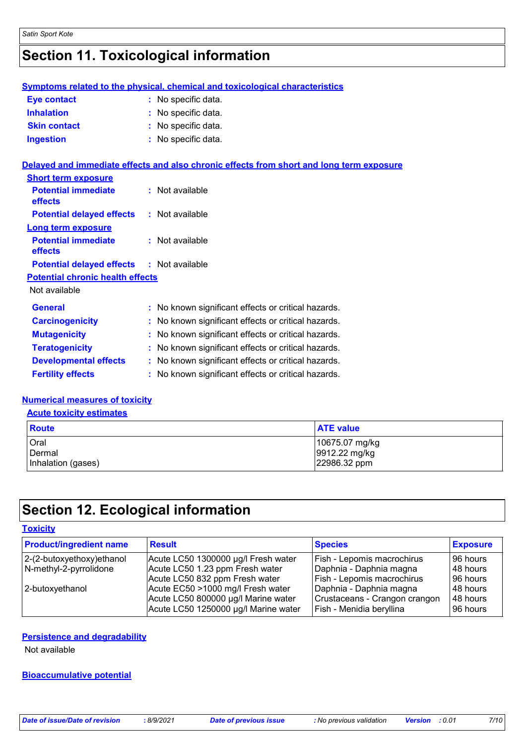# Section 11. Toxicological information

### Symptoms related to the physical, chemical and toxicological characteristics

**Eye contact** : No specific data.

**Inhalation** : No specific data.

**Skin contact** : No specific data.

**Ingestion** : No specific data.

### Delayed and immediate effects and also chronic effects from short and long term exposure

**Short term exposure**

**Potential immediate effects** : Not available

**Potential delayed effects** : Not available

**Long term exposure**

**Potential immediate effects** : Not available

**Potential delayed effects** : Not available

**Potential chronic health effects**

Not available

**General** : No known significant effects or critical hazards.

**Carcinogenicity** : No known significant effects or critical hazards.

**Mutagenicity** : No known significant effects or critical hazards.

**Teratogenicity** : No known significant effects or critical hazards.

**Developmental effects** : No known significant effects or critical hazards.

**Fertility effects** : No known significant effects or critical hazards.

### Numerical measures of toxicity

**Acute toxicity estimates**

| Route | ATE value |
|---|---|
| Oral | 10675.07 mg/kg |
| Dermal | 9912.22 mg/kg |
| Inhalation (gases) | 22986.32 ppm |

# Section 12. Ecological information

### Toxicity

| Product/ingredient name | Result | Species | Exposure |
|---|---|---|---|
| 2-(2-butoxyethoxy)ethanol | Acute LC50 1300000 µg/l Fresh water | Fish - Lepomis macrochirus | 96 hours |
| N-methyl-2-pyrrolidone | Acute LC50 1.23 ppm Fresh water | Daphnia - Daphnia magna | 48 hours |
| | Acute LC50 832 ppm Fresh water | Fish - Lepomis macrochirus | 96 hours |
| 2-butoxyethanol | Acute EC50 >1000 mg/l Fresh water | Daphnia - Daphnia magna | 48 hours |
| | Acute LC50 800000 µg/l Marine water | Crustaceans - Crangon crangon | 48 hours |
| | Acute LC50 1250000 µg/l Marine water | Fish - Menidia beryllina | 96 hours |

### Persistence and degradability

Not available

### Bioaccumulative potential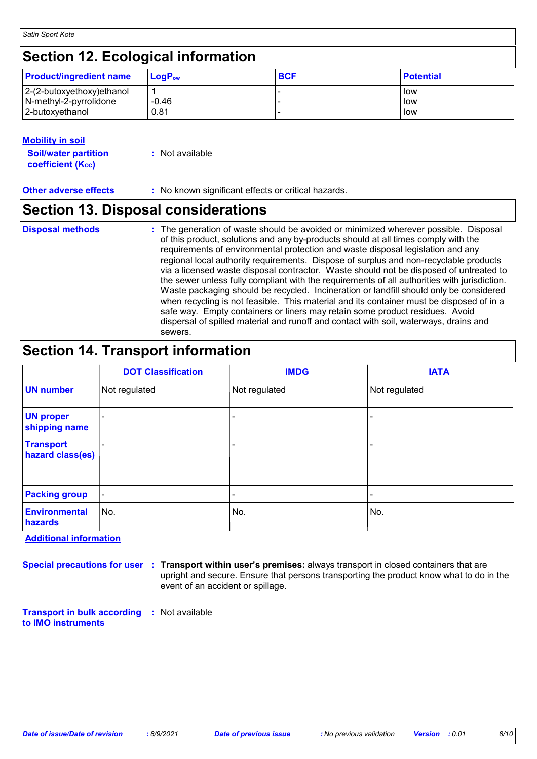## Section 12. Ecological information

| Product/ingredient name | $LogP_{ow}$ | BCF | Potential |
|---|---|---|---|
| 2-(2-butoxyethoxy)ethanol | 1 | - | low |
| N-methyl-2-pyrrolidone | -0.46 | - | low |
| 2-butoxyethanol | 0.81 | - | low |

**Mobility in soil**

**Soil/water partition coefficient ($K_{OC}$)** : Not available

**Other adverse effects** : No known significant effects or critical hazards.

## Section 13. Disposal considerations

**Disposal methods** : The generation of waste should be avoided or minimized wherever possible. Disposal of this product, solutions and any by-products should at all times comply with the requirements of environmental protection and waste disposal legislation and any regional local authority requirements. Dispose of surplus and non-recyclable products via a licensed waste disposal contractor. Waste should not be disposed of untreated to the sewer unless fully compliant with the requirements of all authorities with jurisdiction. Waste packaging should be recycled. Incineration or landfill should only be considered when recycling is not feasible. This material and its container must be disposed of in a safe way. Empty containers or liners may retain some product residues. Avoid dispersal of spilled material and runoff and contact with soil, waterways, drains and sewers.

## Section 14. Transport information

| | DOT Classification | IMDG | IATA |
|---|---|---|---|
| **UN number** | Not regulated | Not regulated | Not regulated |
| **UN proper shipping name** | - | - | - |
| **Transport hazard class(es)** | - | - | - |
| **Packing group** | - | - | - |
| **Environmental hazards** | No. | No. | No. |

**Additional information**

**Special precautions for user** : **Transport within user's premises:** always transport in closed containers that are upright and secure. Ensure that persons transporting the product know what to do in the event of an accident or spillage.

**Transport in bulk according to IMO instruments** : Not available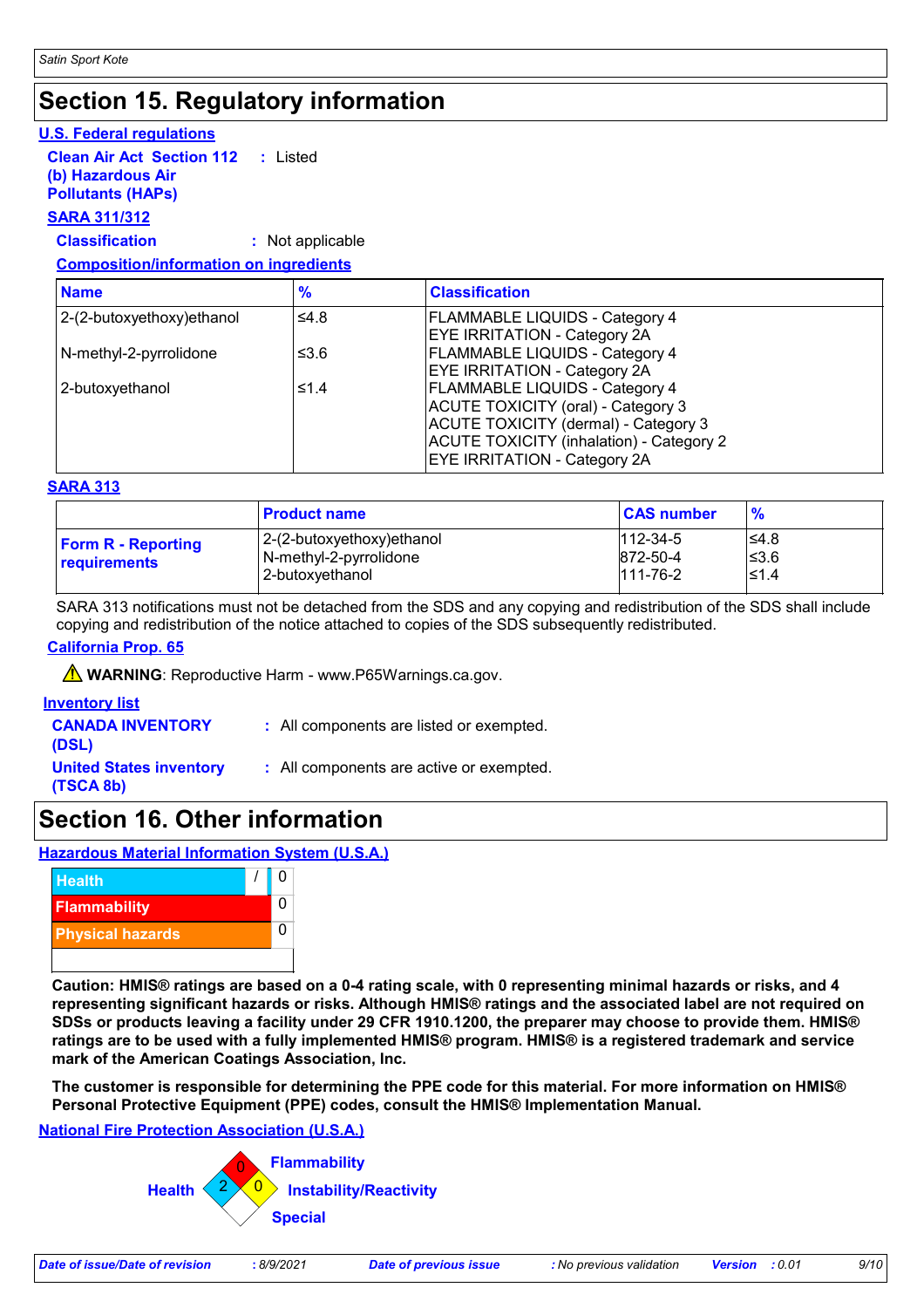## Section 15. Regulatory information

### U.S. Federal regulations

**Clean Air Act Section 112 (b) Hazardous Air Pollutants (HAPs)** : Listed

#### SARA 311/312

**Classification** : Not applicable

**Composition/information on ingredients**

| Name | % | Classification |
|---|---|---|
| 2-(2-butoxyethoxy)ethanol | ≤4.8 | FLAMMABLE LIQUIDS - Category 4<br>EYE IRRITATION - Category 2A |
| N-methyl-2-pyrrolidone | ≤3.6 | FLAMMABLE LIQUIDS - Category 4<br>EYE IRRITATION - Category 2A |
| 2-butoxyethanol | ≤1.4 | FLAMMABLE LIQUIDS - Category 4<br>ACUTE TOXICITY (oral) - Category 3<br>ACUTE TOXICITY (dermal) - Category 3<br>ACUTE TOXICITY (inhalation) - Category 2<br>EYE IRRITATION - Category 2A |

#### SARA 313

| | Product name | CAS number | % |
|---|---|---|---|
| **Form R - Reporting requirements** | 2-(2-butoxyethoxy)ethanol<br>N-methyl-2-pyrrolidone<br>2-butoxyethanol | 112-34-5<br>872-50-4<br>111-76-2 | ≤4.8<br>≤3.6<br>≤1.4 |

SARA 313 notifications must not be detached from the SDS and any copying and redistribution of the SDS shall include copying and redistribution of the notice attached to copies of the SDS subsequently redistributed.

#### California Prop. 65

⚠ **WARNING**: Reproductive Harm - www.P65Warnings.ca.gov.

#### Inventory list

**CANADA INVENTORY (DSL)** : All components are listed or exempted.

**United States inventory (TSCA 8b)** : All components are active or exempted.

## Section 16. Other information

### Hazardous Material Information System (U.S.A.)

| | |
|---|---|
| Health | / 0 |
| Flammability | 0 |
| Physical hazards | 0 |

**Caution: HMIS® ratings are based on a 0-4 rating scale, with 0 representing minimal hazards or risks, and 4 representing significant hazards or risks. Although HMIS® ratings and the associated label are not required on SDSs or products leaving a facility under 29 CFR 1910.1200, the preparer may choose to provide them. HMIS® ratings are to be used with a fully implemented HMIS® program. HMIS® is a registered trademark and service mark of the American Coatings Association, Inc.**

**The customer is responsible for determining the PPE code for this material. For more information on HMIS® Personal Protective Equipment (PPE) codes, consult the HMIS® Implementation Manual.**

### National Fire Protection Association (U.S.A.)

Flammability: 0

Health: 2

Instability/Reactivity: 0

Special: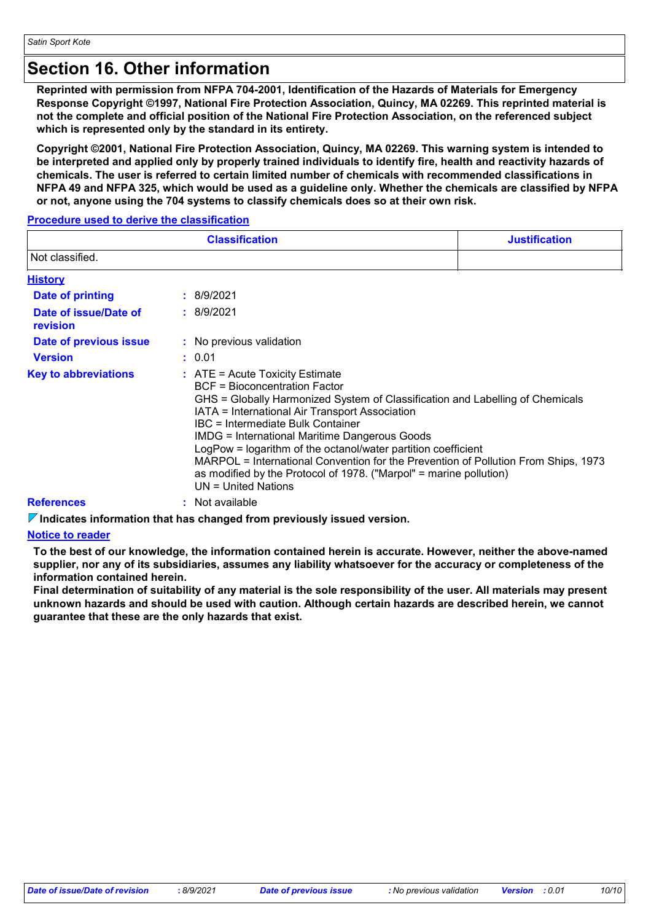# Section 16. Other information

**Reprinted with permission from NFPA 704-2001, Identification of the Hazards of Materials for Emergency Response Copyright ©1997, National Fire Protection Association, Quincy, MA 02269. This reprinted material is not the complete and official position of the National Fire Protection Association, on the referenced subject which is represented only by the standard in its entirety.**

**Copyright ©2001, National Fire Protection Association, Quincy, MA 02269. This warning system is intended to be interpreted and applied only by properly trained individuals to identify fire, health and reactivity hazards of chemicals. The user is referred to certain limited number of chemicals with recommended classifications in NFPA 49 and NFPA 325, which would be used as a guideline only. Whether the chemicals are classified by NFPA or not, anyone using the 704 systems to classify chemicals does so at their own risk.**

## Procedure used to derive the classification

| Classification | Justification |
| --- | --- |
| Not classified. | |

## History

**Date of printing** : 8/9/2021

**Date of issue/Date of revision** : 8/9/2021

**Date of previous issue** : No previous validation

**Version** : 0.01

**Key to abbreviations** :
ATE = Acute Toxicity Estimate
BCF = Bioconcentration Factor
GHS = Globally Harmonized System of Classification and Labelling of Chemicals
IATA = International Air Transport Association
IBC = Intermediate Bulk Container
IMDG = International Maritime Dangerous Goods
LogPow = logarithm of the octanol/water partition coefficient
MARPOL = International Convention for the Prevention of Pollution From Ships, 1973 as modified by the Protocol of 1978. ("Marpol" = marine pollution)
UN = United Nations

**References** : Not available

**Indicates information that has changed from previously issued version.**

## Notice to reader

**To the best of our knowledge, the information contained herein is accurate. However, neither the above-named supplier, nor any of its subsidiaries, assumes any liability whatsoever for the accuracy or completeness of the information contained herein.**

**Final determination of suitability of any material is the sole responsibility of the user. All materials may present unknown hazards and should be used with caution. Although certain hazards are described herein, we cannot guarantee that these are the only hazards that exist.**